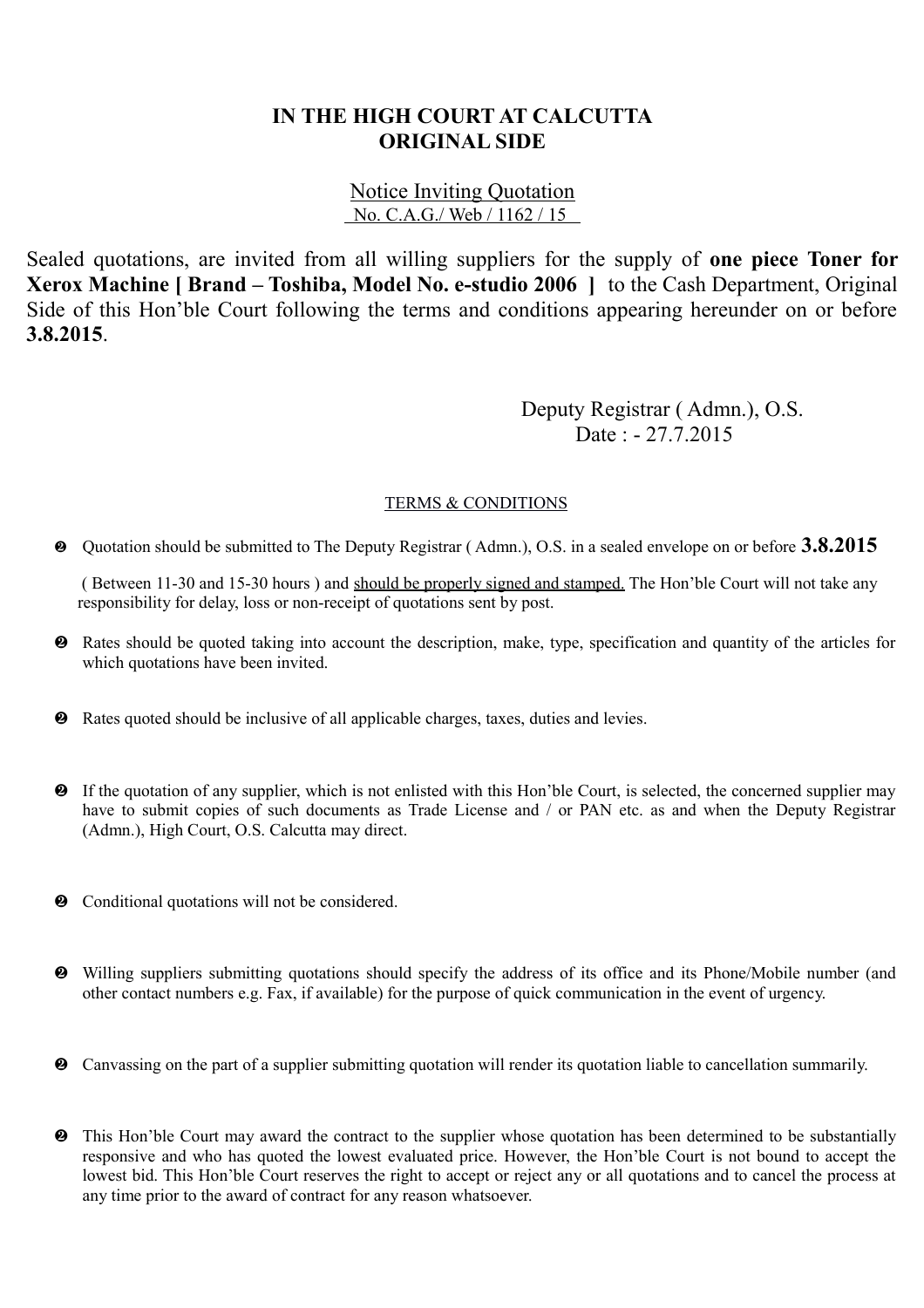# IN THE HIGH COURT AT CALCUTTA
## ORIGINAL SIDE

Notice Inviting Quotation
No. C.A.G./ Web / 1162 / 15

Sealed quotations, are invited from all willing suppliers for the supply of **one piece Toner for Xerox Machine [ Brand – Toshiba, Model No. e-studio 2006 ]** to the Cash Department, Original Side of this Hon'ble Court following the terms and conditions appearing hereunder on or before **3.8.2015**.

Deputy Registrar ( Admn.), O.S.
Date : - 27.7.2015

TERMS & CONDITIONS

- Quotation should be submitted to The Deputy Registrar ( Admn.), O.S. in a sealed envelope on or before **3.8.2015**

  ( Between 11-30 and 15-30 hours ) and should be properly signed and stamped. The Hon'ble Court will not take any responsibility for delay, loss or non-receipt of quotations sent by post.

- Rates should be quoted taking into account the description, make, type, specification and quantity of the articles for which quotations have been invited.

- Rates quoted should be inclusive of all applicable charges, taxes, duties and levies.

- If the quotation of any supplier, which is not enlisted with this Hon'ble Court, is selected, the concerned supplier may have to submit copies of such documents as Trade License and / or PAN etc. as and when the Deputy Registrar (Admn.), High Court, O.S. Calcutta may direct.

- Conditional quotations will not be considered.

- Willing suppliers submitting quotations should specify the address of its office and its Phone/Mobile number (and other contact numbers e.g. Fax, if available) for the purpose of quick communication in the event of urgency.

- Canvassing on the part of a supplier submitting quotation will render its quotation liable to cancellation summarily.

- This Hon'ble Court may award the contract to the supplier whose quotation has been determined to be substantially responsive and who has quoted the lowest evaluated price. However, the Hon'ble Court is not bound to accept the lowest bid. This Hon'ble Court reserves the right to accept or reject any or all quotations and to cancel the process at any time prior to the award of contract for any reason whatsoever.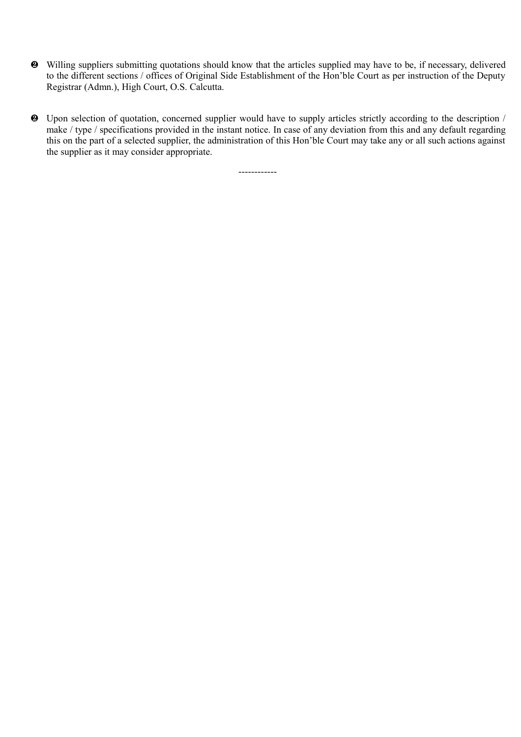- ❷ Willing suppliers submitting quotations should know that the articles supplied may have to be, if necessary, delivered to the different sections / offices of Original Side Establishment of the Hon'ble Court as per instruction of the Deputy Registrar (Admn.), High Court, O.S. Calcutta.

- ❷ Upon selection of quotation, concerned supplier would have to supply articles strictly according to the description / make / type / specifications provided in the instant notice. In case of any deviation from this and any default regarding this on the part of a selected supplier, the administration of this Hon'ble Court may take any or all such actions against the supplier as it may consider appropriate.

------------